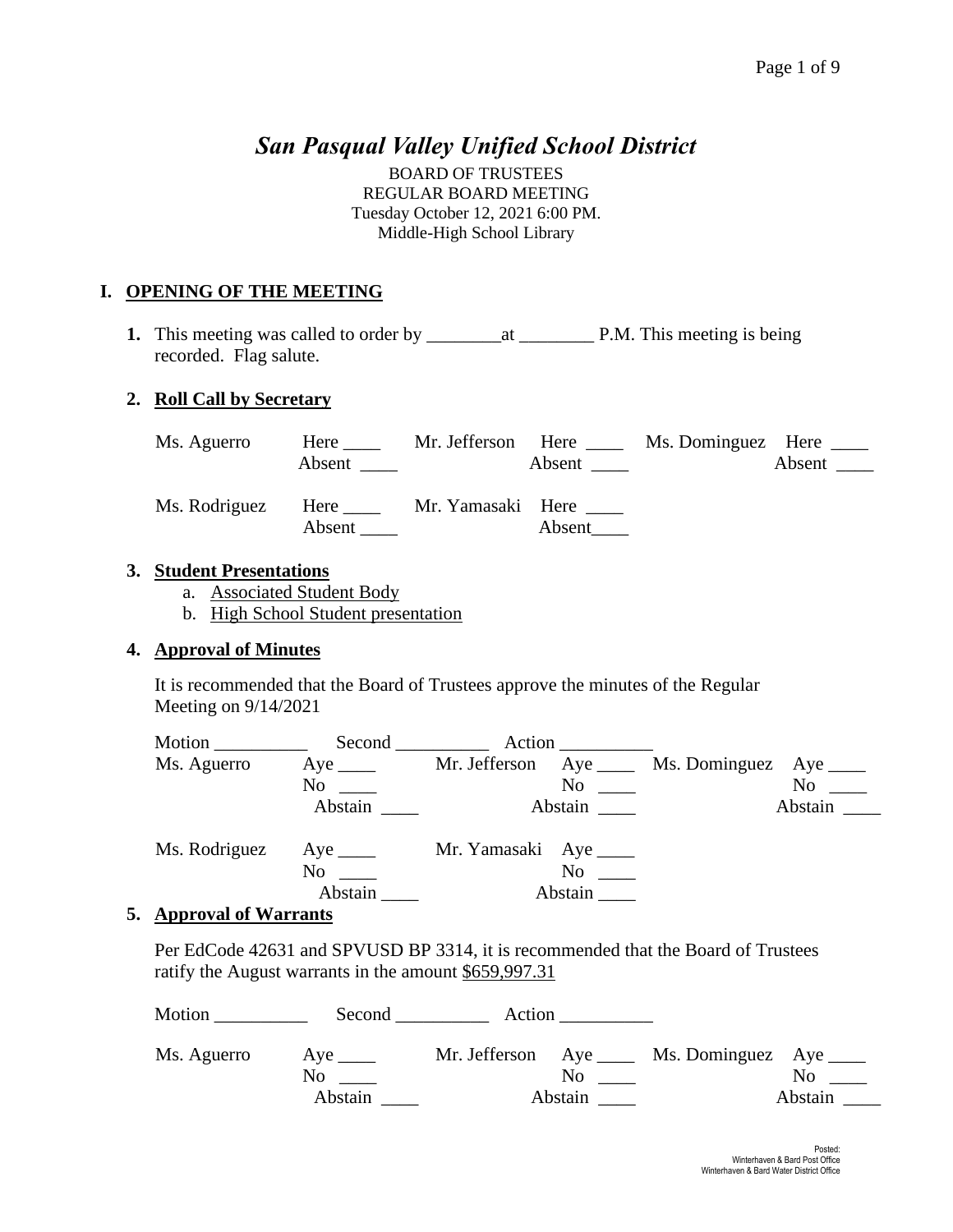# *San Pasqual Valley Unified School District*

BOARD OF TRUSTEES
REGULAR BOARD MEETING
Tuesday October 12, 2021 6:00 PM.
Middle-High School Library

## I. OPENING OF THE MEETING

**1.** This meeting was called to order by ________at ________ P.M. This meeting is being recorded. Flag salute.

### 2. Roll Call by Secretary

| | | | | | |
|---|---|---|---|---|---|
| Ms. Aguerro | Here ____ Absent ____ | Mr. Jefferson | Here ____ Absent ____ | Ms. Dominguez | Here ____ Absent ____ |
| Ms. Rodriguez | Here ____ Absent ____ | Mr. Yamasaki | Here ____ Absent____ | | |

### 3. Student Presentations

a. Associated Student Body
b. High School Student presentation

### 4. Approval of Minutes

It is recommended that the Board of Trustees approve the minutes of the Regular Meeting on 9/14/2021

Motion __________ Second __________ Action __________

| | | | | | |
|---|---|---|---|---|---|
| Ms. Aguerro | Aye ____ No ____ Abstain ____ | Mr. Jefferson | Aye ____ No ____ Abstain ____ | Ms. Dominguez | Aye ____ No ____ Abstain ____ |
| Ms. Rodriguez | Aye ____ No ____ Abstain ____ | Mr. Yamasaki | Aye ____ No ____ Abstain ____ | | |

### 5. Approval of Warrants

Per EdCode 42631 and SPVUSD BP 3314, it is recommended that the Board of Trustees ratify the August warrants in the amount $659,997.31

Motion __________ Second __________ Action __________

| | | | | | |
|---|---|---|---|---|---|
| Ms. Aguerro | Aye ____ No ____ Abstain ____ | Mr. Jefferson | Aye ____ No ____ Abstain ____ | Ms. Dominguez | Aye ____ No ____ Abstain ____ |

Posted:
Winterhaven & Bard Post Office
Winterhaven & Bard Water District Office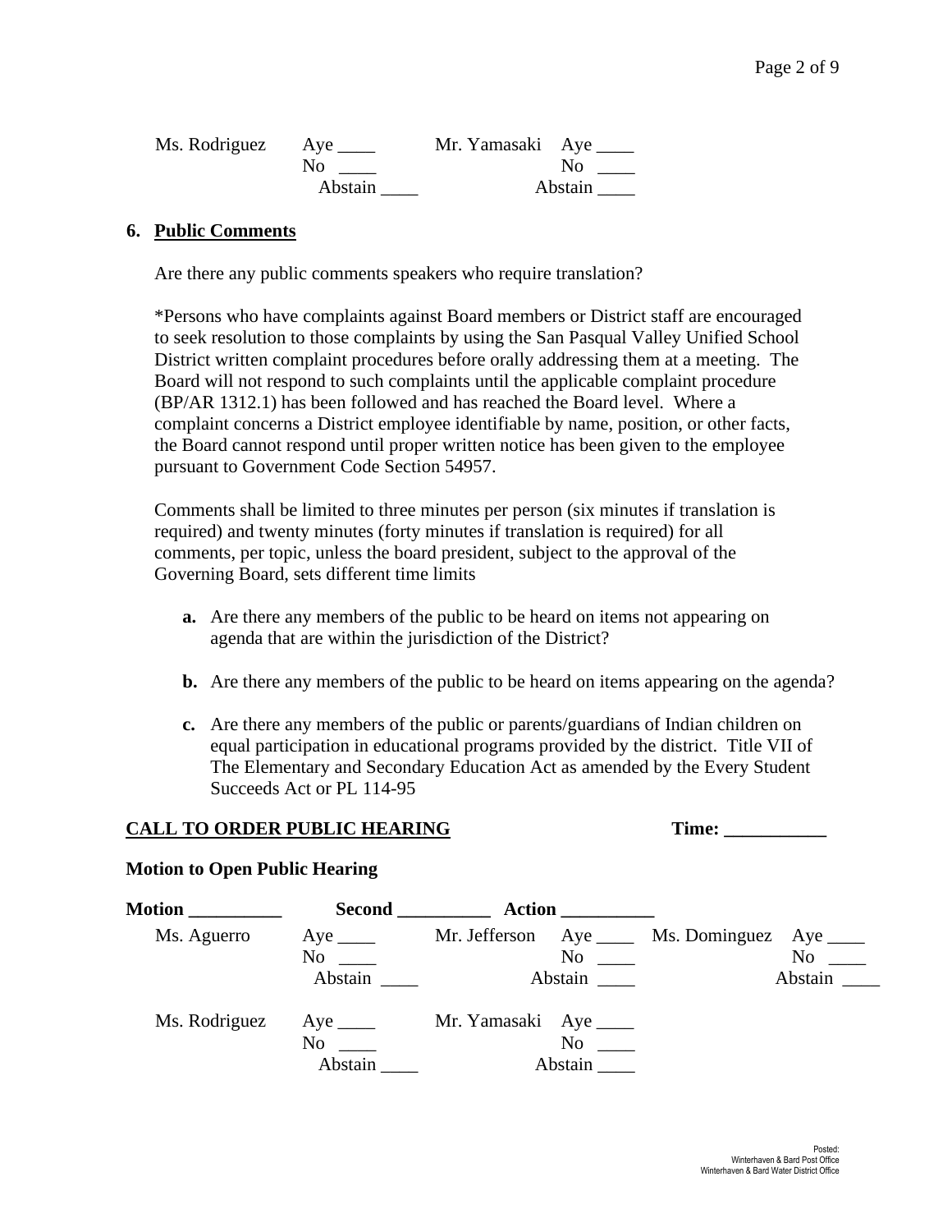| | | | | | |
|---|---|---|---|---|---|
| Ms. Rodriguez | Aye ____ No ____ Abstain ____ | Mr. Yamasaki | Aye ____ No ____ Abstain ____ | | |

### 6. Public Comments

Are there any public comments speakers who require translation?

*Persons who have complaints against Board members or District staff are encouraged to seek resolution to those complaints by using the San Pasqual Valley Unified School District written complaint procedures before orally addressing them at a meeting. The Board will not respond to such complaints until the applicable complaint procedure (BP/AR 1312.1) has been followed and has reached the Board level. Where a complaint concerns a District employee identifiable by name, position, or other facts, the Board cannot respond until proper written notice has been given to the employee pursuant to Government Code Section 54957.

Comments shall be limited to three minutes per person (six minutes if translation is required) and twenty minutes (forty minutes if translation is required) for all comments, per topic, unless the board president, subject to the approval of the Governing Board, sets different time limits

**a.** Are there any members of the public to be heard on items not appearing on agenda that are within the jurisdiction of the District?

**b.** Are there any members of the public to be heard on items appearing on the agenda?

**c.** Are there any members of the public or parents/guardians of Indian children on equal participation in educational programs provided by the district. Title VII of The Elementary and Secondary Education Act as amended by the Every Student Succeeds Act or PL 114-95

**CALL TO ORDER PUBLIC HEARING** **Time: ___________**

**Motion to Open Public Hearing**

**Motion __________ Second __________ Action __________**

| | | | | | |
|---|---|---|---|---|---|
| Ms. Aguerro | Aye ____ No ____ Abstain ____ | Mr. Jefferson | Aye ____ No ____ Abstain ____ | Ms. Dominguez | Aye ____ No ____ Abstain ____ |
| Ms. Rodriguez | Aye ____ No ____ Abstain ____ | Mr. Yamasaki | Aye ____ No ____ Abstain ____ | | |

Posted:
Winterhaven & Bard Post Office
Winterhaven & Bard Water District Office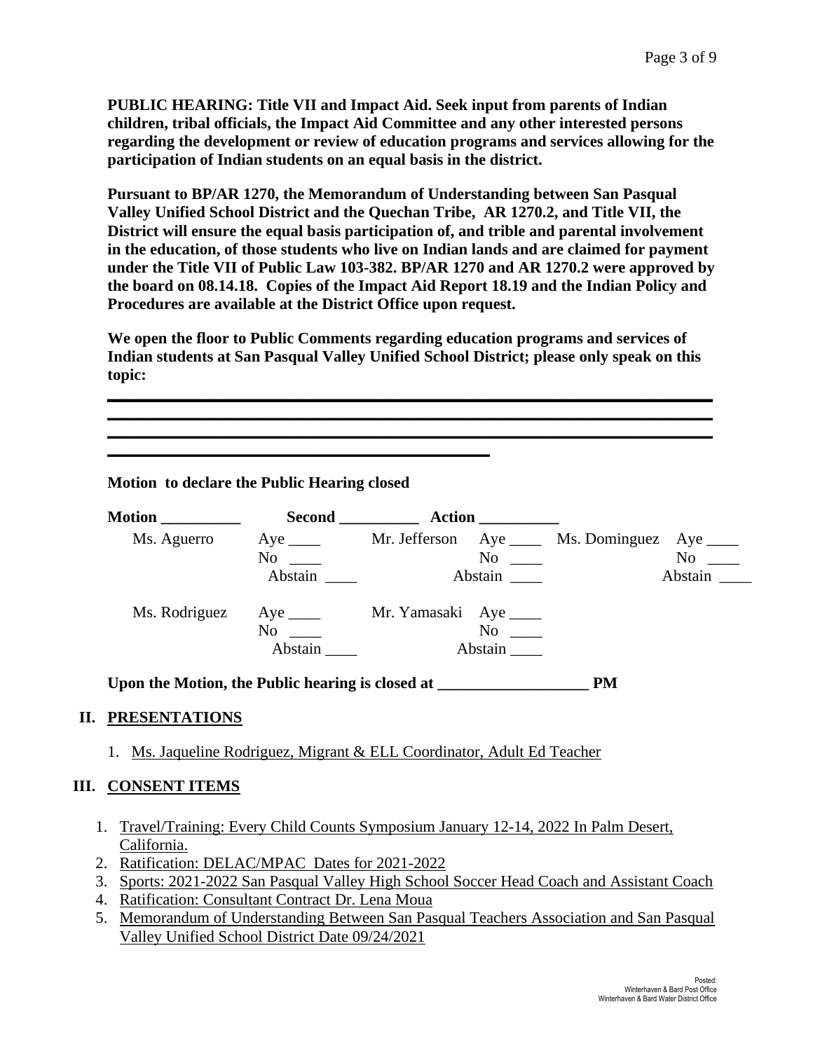**PUBLIC HEARING: Title VII and Impact Aid. Seek input from parents of Indian children, tribal officials, the Impact Aid Committee and any other interested persons regarding the development or review of education programs and services allowing for the participation of Indian students on an equal basis in the district.**

**Pursuant to BP/AR 1270, the Memorandum of Understanding between San Pasqual Valley Unified School District and the Quechan Tribe, AR 1270.2, and Title VII, the District will ensure the equal basis participation of, and trible and parental involvement in the education, of those students who live on Indian lands and are claimed for payment under the Title VII of Public Law 103-382. BP/AR 1270 and AR 1270.2 were approved by the board on 08.14.18. Copies of the Impact Aid Report 18.19 and the Indian Policy and Procedures are available at the District Office upon request.**

**We open the floor to Public Comments regarding education programs and services of Indian students at San Pasqual Valley Unified School District; please only speak on this topic:**

______________________________________________________________________
______________________________________________________________________
______________________________________________________________________
____________________________________________

**Motion to declare the Public Hearing closed**

**Motion __________ Second __________ Action __________**

| | | | | | |
|---|---|---|---|---|---|
| Ms. Aguerro | Aye ____<br>No ____<br>Abstain ____ | Mr. Jefferson | Aye ____<br>No ____<br>Abstain ____ | Ms. Dominguez | Aye ____<br>No ____<br>Abstain ____ |
| Ms. Rodriguez | Aye ____<br>No ____<br>Abstain ____ | Mr. Yamasaki | Aye ____<br>No ____<br>Abstain ____ | | |

**Upon the Motion, the Public hearing is closed at ___________________ PM**

## II. PRESENTATIONS

1. Ms. Jaqueline Rodriguez, Migrant & ELL Coordinator, Adult Ed Teacher

## III. CONSENT ITEMS

1. Travel/Training: Every Child Counts Symposium January 12-14, 2022 In Palm Desert, California.
2. Ratification: DELAC/MPAC Dates for 2021-2022
3. Sports: 2021-2022 San Pasqual Valley High School Soccer Head Coach and Assistant Coach
4. Ratification: Consultant Contract Dr. Lena Moua
5. Memorandum of Understanding Between San Pasqual Teachers Association and San Pasqual Valley Unified School District Date 09/24/2021

Posted:
Winterhaven & Bard Post Office
Winterhaven & Bard Water District Office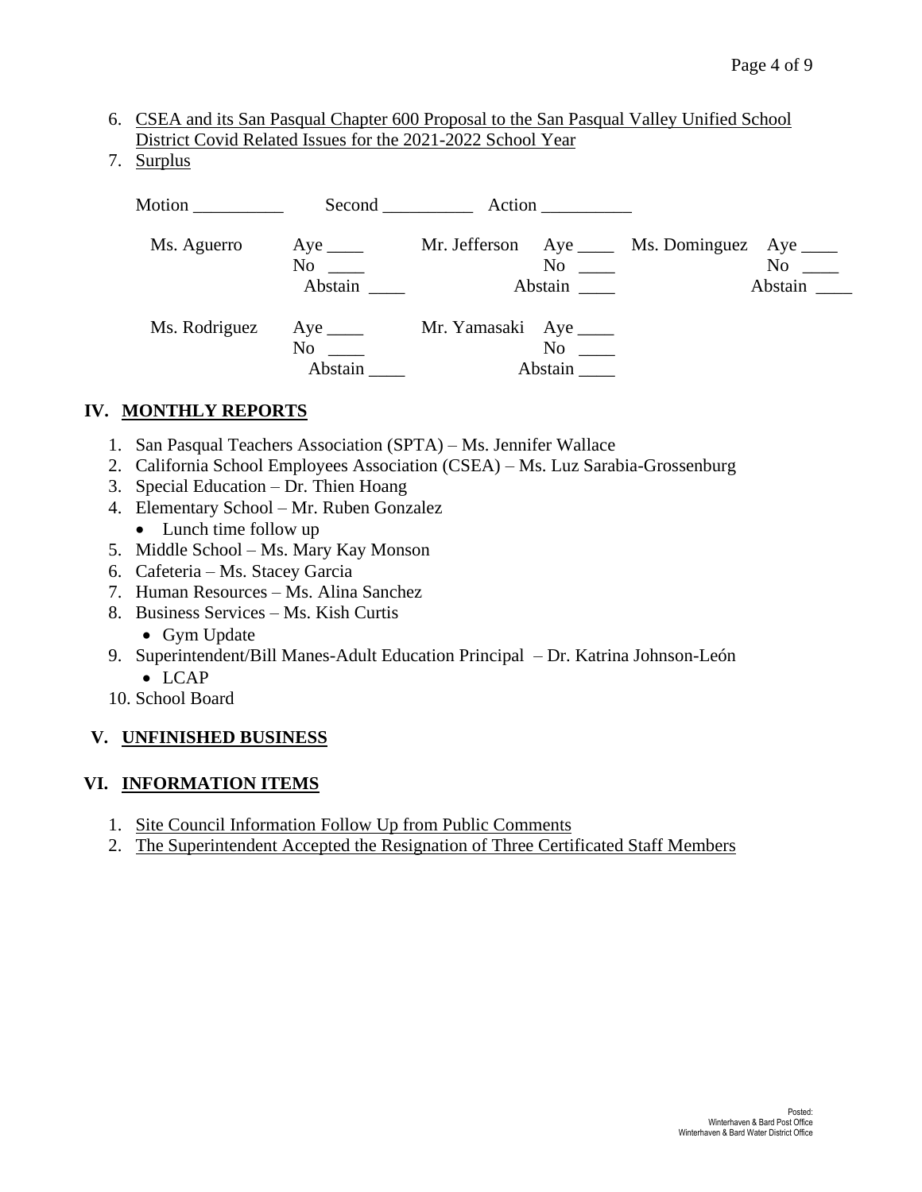6. CSEA and its San Pasqual Chapter 600 Proposal to the San Pasqual Valley Unified School District Covid Related Issues for the 2021-2022 School Year
7. Surplus

Motion __________ Second __________ Action __________

| | | | | | |
|---|---|---|---|---|---|
| Ms. Aguerro | Aye ____<br>No ____<br>Abstain ____ | Mr. Jefferson | Aye ____<br>No ____<br>Abstain ____ | Ms. Dominguez | Aye ____<br>No ____<br>Abstain ____ |
| Ms. Rodriguez | Aye ____<br>No ____<br>Abstain ____ | Mr. Yamasaki | Aye ____<br>No ____<br>Abstain ____ | | |

## IV. MONTHLY REPORTS

1. San Pasqual Teachers Association (SPTA) – Ms. Jennifer Wallace
2. California School Employees Association (CSEA) – Ms. Luz Sarabia-Grossenburg
3. Special Education – Dr. Thien Hoang
4. Elementary School – Mr. Ruben Gonzalez
   - Lunch time follow up
5. Middle School – Ms. Mary Kay Monson
6. Cafeteria – Ms. Stacey Garcia
7. Human Resources – Ms. Alina Sanchez
8. Business Services – Ms. Kish Curtis
   - Gym Update
9. Superintendent/Bill Manes-Adult Education Principal – Dr. Katrina Johnson-León
   - LCAP
10. School Board

## V. UNFINISHED BUSINESS

## VI. INFORMATION ITEMS

1. Site Council Information Follow Up from Public Comments
2. The Superintendent Accepted the Resignation of Three Certificated Staff Members

Posted:
Winterhaven & Bard Post Office
Winterhaven & Bard Water District Office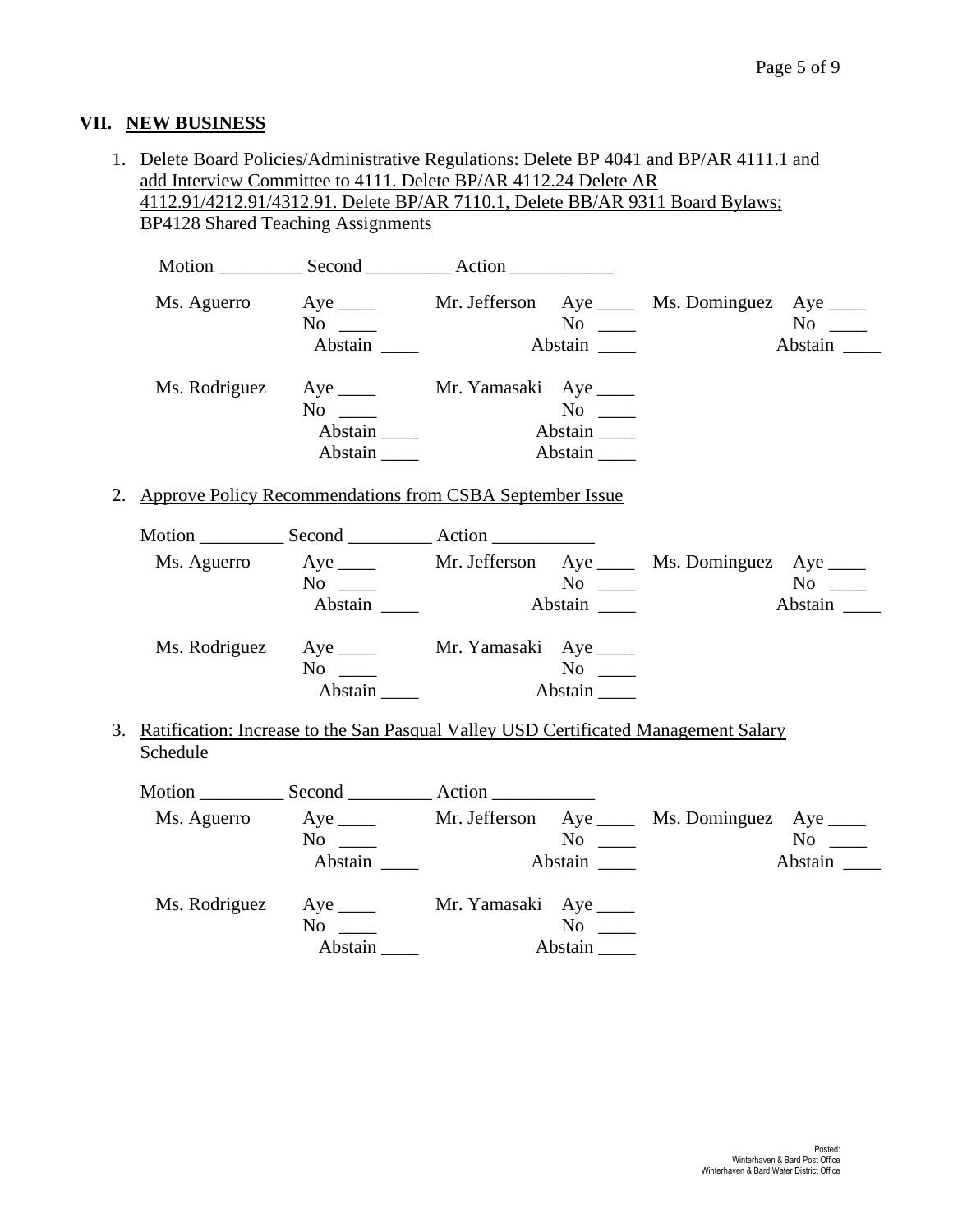## VII. NEW BUSINESS

1. Delete Board Policies/Administrative Regulations: Delete BP 4041 and BP/AR 4111.1 and add Interview Committee to 4111. Delete BP/AR 4112.24 Delete AR 4112.91/4212.91/4312.91. Delete BP/AR 7110.1, Delete BB/AR 9311 Board Bylaws; BP4128 Shared Teaching Assignments

   Motion _________ Second _________ Action ___________

   | | | | | | |
   |---|---|---|---|---|---|
   | Ms. Aguerro | Aye ____ | Mr. Jefferson | Aye ____ | Ms. Dominguez | Aye ____ |
   | | No ____ | | No ____ | | No ____ |
   | | Abstain ____ | | Abstain ____ | | Abstain ____ |
   | Ms. Rodriguez | Aye ____ | Mr. Yamasaki | Aye ____ | | |
   | | No ____ | | No ____ | | |
   | | Abstain ____ | | Abstain ____ | | |
   | | Abstain ____ | | Abstain ____ | | |

2. Approve Policy Recommendations from CSBA September Issue

   Motion _________ Second _________ Action ___________

   | | | | | | |
   |---|---|---|---|---|---|
   | Ms. Aguerro | Aye ____ | Mr. Jefferson | Aye ____ | Ms. Dominguez | Aye ____ |
   | | No ____ | | No ____ | | No ____ |
   | | Abstain ____ | | Abstain ____ | | Abstain ____ |
   | Ms. Rodriguez | Aye ____ | Mr. Yamasaki | Aye ____ | | |
   | | No ____ | | No ____ | | |
   | | Abstain ____ | | Abstain ____ | | |

3. Ratification: Increase to the San Pasqual Valley USD Certificated Management Salary Schedule

   Motion _________ Second _________ Action ___________

   | | | | | | |
   |---|---|---|---|---|---|
   | Ms. Aguerro | Aye ____ | Mr. Jefferson | Aye ____ | Ms. Dominguez | Aye ____ |
   | | No ____ | | No ____ | | No ____ |
   | | Abstain ____ | | Abstain ____ | | Abstain ____ |
   | Ms. Rodriguez | Aye ____ | Mr. Yamasaki | Aye ____ | | |
   | | No ____ | | No ____ | | |
   | | Abstain ____ | | Abstain ____ | | |

Posted:
Winterhaven & Bard Post Office
Winterhaven & Bard Water District Office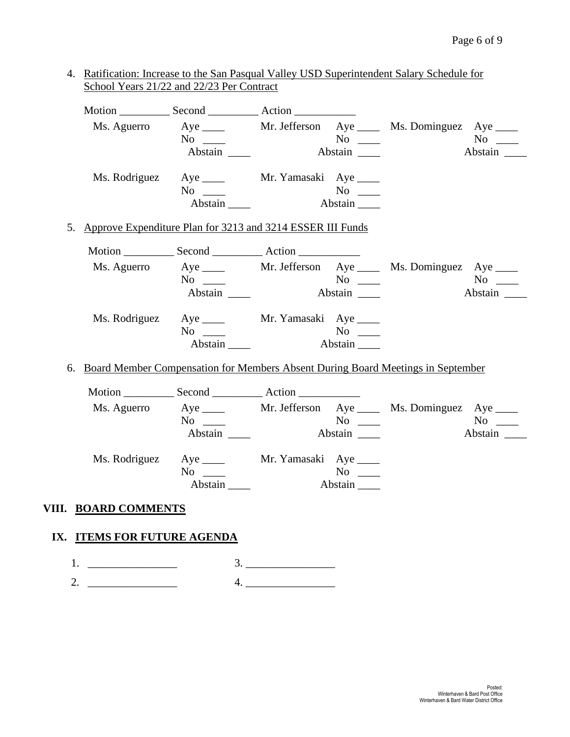4. Ratification: Increase to the San Pasqual Valley USD Superintendent Salary Schedule for School Years 21/22 and 22/23 Per Contract

Motion _________ Second _________ Action ___________

| | | | | | |
|---|---|---|---|---|---|
| Ms. Aguerro | Aye ____ | Mr. Jefferson | Aye ____ | Ms. Dominguez | Aye ____ |
| | No ____ | | No ____ | | No ____ |
| | Abstain ____ | | Abstain ____ | | Abstain ____ |
| Ms. Rodriguez | Aye ____ | Mr. Yamasaki | Aye ____ | | |
| | No ____ | | No ____ | | |
| | Abstain ____ | | Abstain ____ | | |

5. Approve Expenditure Plan for 3213 and 3214 ESSER III Funds

Motion _________ Second _________ Action ___________

| | | | | | |
|---|---|---|---|---|---|
| Ms. Aguerro | Aye ____ | Mr. Jefferson | Aye ____ | Ms. Dominguez | Aye ____ |
| | No ____ | | No ____ | | No ____ |
| | Abstain ____ | | Abstain ____ | | Abstain ____ |
| Ms. Rodriguez | Aye ____ | Mr. Yamasaki | Aye ____ | | |
| | No ____ | | No ____ | | |
| | Abstain ____ | | Abstain ____ | | |

6. Board Member Compensation for Members Absent During Board Meetings in September

Motion _________ Second _________ Action ___________

| | | | | | |
|---|---|---|---|---|---|
| Ms. Aguerro | Aye ____ | Mr. Jefferson | Aye ____ | Ms. Dominguez | Aye ____ |
| | No ____ | | No ____ | | No ____ |
| | Abstain ____ | | Abstain ____ | | Abstain ____ |
| Ms. Rodriguez | Aye ____ | Mr. Yamasaki | Aye ____ | | |
| | No ____ | | No ____ | | |
| | Abstain ____ | | Abstain ____ | | |

## VIII. BOARD COMMENTS

## IX. ITEMS FOR FUTURE AGENDA

1. ________________ 3. ________________
2. ________________ 4. ________________

Posted:
Winterhaven & Bard Post Office
Winterhaven & Bard Water District Office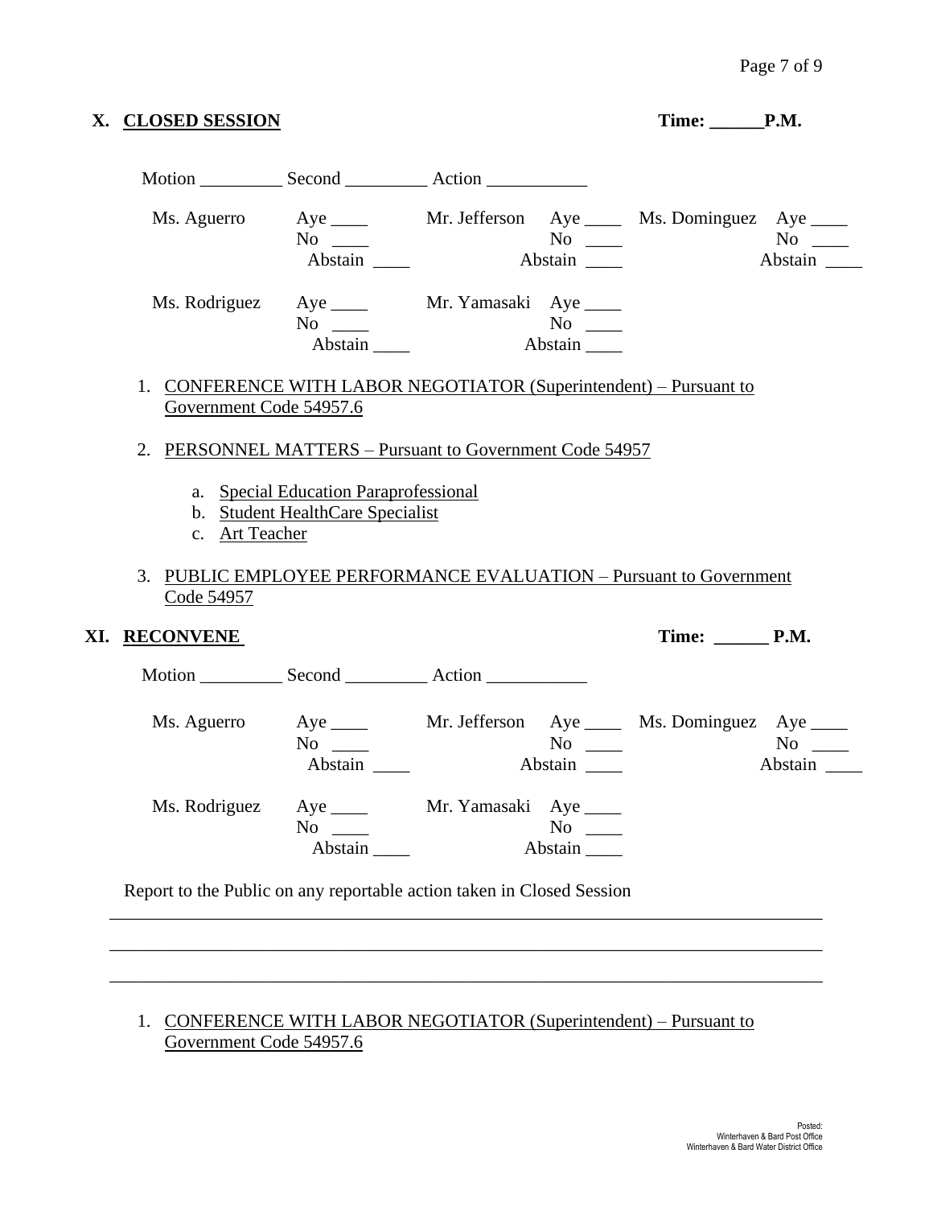## X. CLOSED SESSION **Time: ______P.M.**

Motion _________ Second _________ Action ___________

| | | | | | |
|---|---|---|---|---|---|
| Ms. Aguerro | Aye ____<br>No ____<br>Abstain ____ | Mr. Jefferson | Aye ____<br>No ____<br>Abstain ____ | Ms. Dominguez | Aye ____<br>No ____<br>Abstain ____ |
| Ms. Rodriguez | Aye ____<br>No ____<br>Abstain ____ | Mr. Yamasaki | Aye ____<br>No ____<br>Abstain ____ | | |

1. CONFERENCE WITH LABOR NEGOTIATOR (Superintendent) – Pursuant to Government Code 54957.6

2. PERSONNEL MATTERS – Pursuant to Government Code 54957

   a. Special Education Paraprofessional
   b. Student HealthCare Specialist
   c. Art Teacher

3. PUBLIC EMPLOYEE PERFORMANCE EVALUATION – Pursuant to Government Code 54957

## XI. RECONVENE **Time: ______ P.M.**

Motion _________ Second _________ Action ___________

| | | | | | |
|---|---|---|---|---|---|
| Ms. Aguerro | Aye ____<br>No ____<br>Abstain ____ | Mr. Jefferson | Aye ____<br>No ____<br>Abstain ____ | Ms. Dominguez | Aye ____<br>No ____<br>Abstain ____ |
| Ms. Rodriguez | Aye ____<br>No ____<br>Abstain ____ | Mr. Yamasaki | Aye ____<br>No ____<br>Abstain ____ | | |

Report to the Public on any reportable action taken in Closed Session

_______________________________________________________________________________

_______________________________________________________________________________

_______________________________________________________________________________

1. CONFERENCE WITH LABOR NEGOTIATOR (Superintendent) – Pursuant to Government Code 54957.6

Posted:
Winterhaven & Bard Post Office
Winterhaven & Bard Water District Office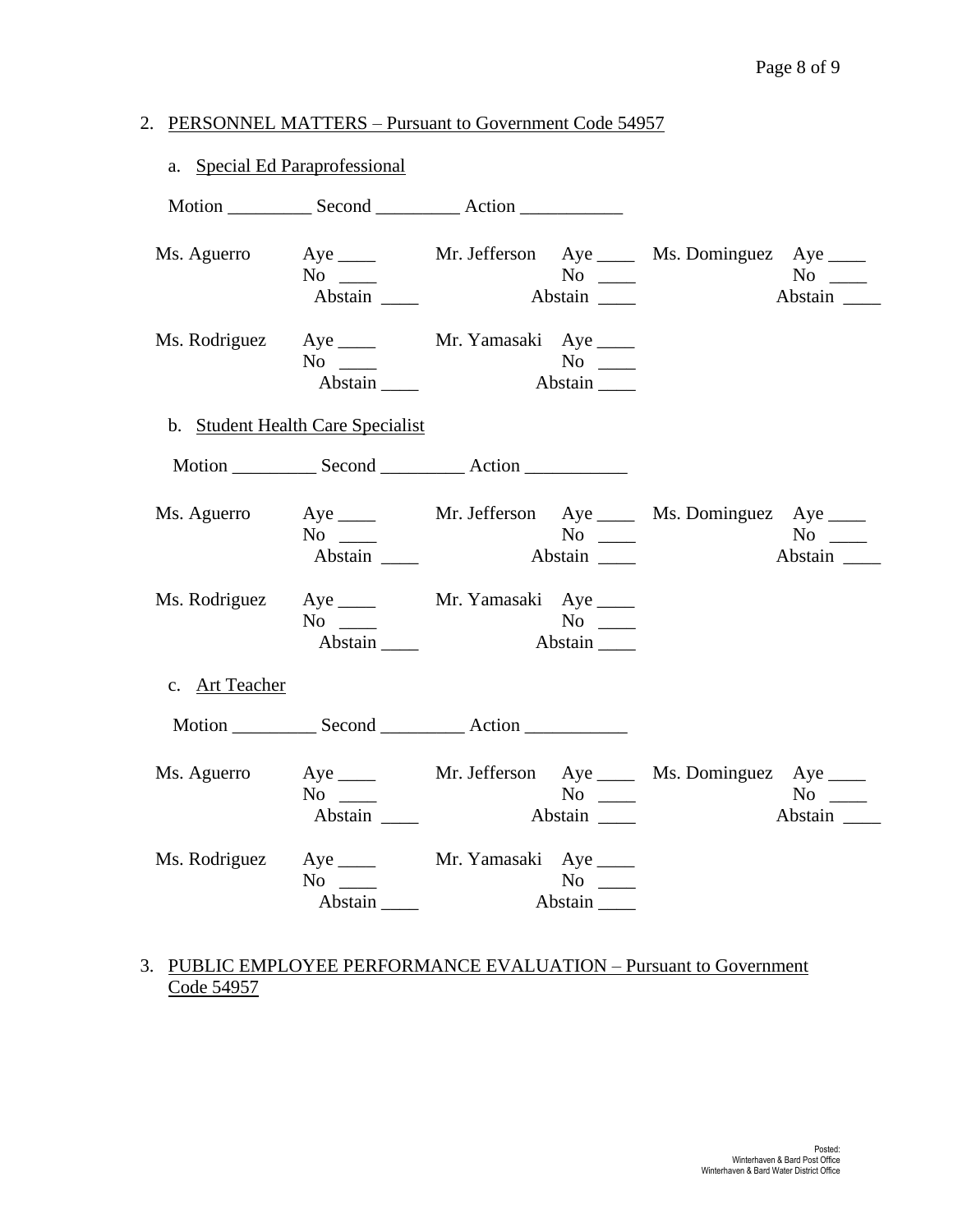2. PERSONNEL MATTERS – Pursuant to Government Code 54957

   a. Special Ed Paraprofessional

   Motion _________ Second _________ Action ___________

| | | | | | |
|---|---|---|---|---|---|
| Ms. Aguerro | Aye ____<br>No ____<br>Abstain ____ | Mr. Jefferson | Aye ____<br>No ____<br>Abstain ____ | Ms. Dominguez | Aye ____<br>No ____<br>Abstain ____ |
| Ms. Rodriguez | Aye ____<br>No ____<br>Abstain ____ | Mr. Yamasaki | Aye ____<br>No ____<br>Abstain ____ | | |

   b. Student Health Care Specialist

   Motion _________ Second _________ Action ___________

| | | | | | |
|---|---|---|---|---|---|
| Ms. Aguerro | Aye ____<br>No ____<br>Abstain ____ | Mr. Jefferson | Aye ____<br>No ____<br>Abstain ____ | Ms. Dominguez | Aye ____<br>No ____<br>Abstain ____ |
| Ms. Rodriguez | Aye ____<br>No ____<br>Abstain ____ | Mr. Yamasaki | Aye ____<br>No ____<br>Abstain ____ | | |

   c. Art Teacher

   Motion _________ Second _________ Action ___________

| | | | | | |
|---|---|---|---|---|---|
| Ms. Aguerro | Aye ____<br>No ____<br>Abstain ____ | Mr. Jefferson | Aye ____<br>No ____<br>Abstain ____ | Ms. Dominguez | Aye ____<br>No ____<br>Abstain ____ |
| Ms. Rodriguez | Aye ____<br>No ____<br>Abstain ____ | Mr. Yamasaki | Aye ____<br>No ____<br>Abstain ____ | | |

3. PUBLIC EMPLOYEE PERFORMANCE EVALUATION – Pursuant to Government Code 54957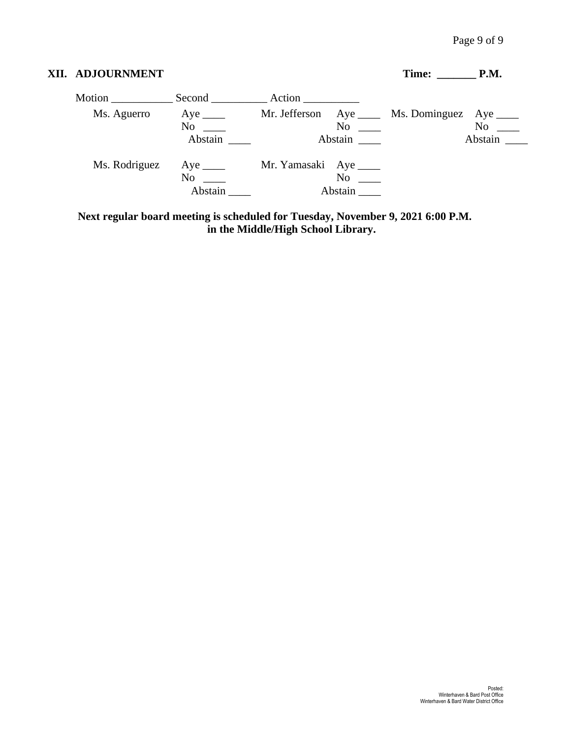## XII. ADJOURNMENT **Time: _______ P.M.**

Motion ___________ Second __________ Action __________

| | | | | | |
|---|---|---|---|---|---|
| Ms. Aguerro | Aye ____<br>No ____<br>Abstain ____ | Mr. Jefferson | Aye ____<br>No ____<br>Abstain ____ | Ms. Dominguez | Aye ____<br>No ____<br>Abstain ____ |
| Ms. Rodriguez | Aye ____<br>No ____<br>Abstain ____ | Mr. Yamasaki | Aye ____<br>No ____<br>Abstain ____ | | |

**Next regular board meeting is scheduled for Tuesday, November 9, 2021 6:00 P.M. in the Middle/High School Library.**

Posted:
Winterhaven & Bard Post Office
Winterhaven & Bard Water District Office